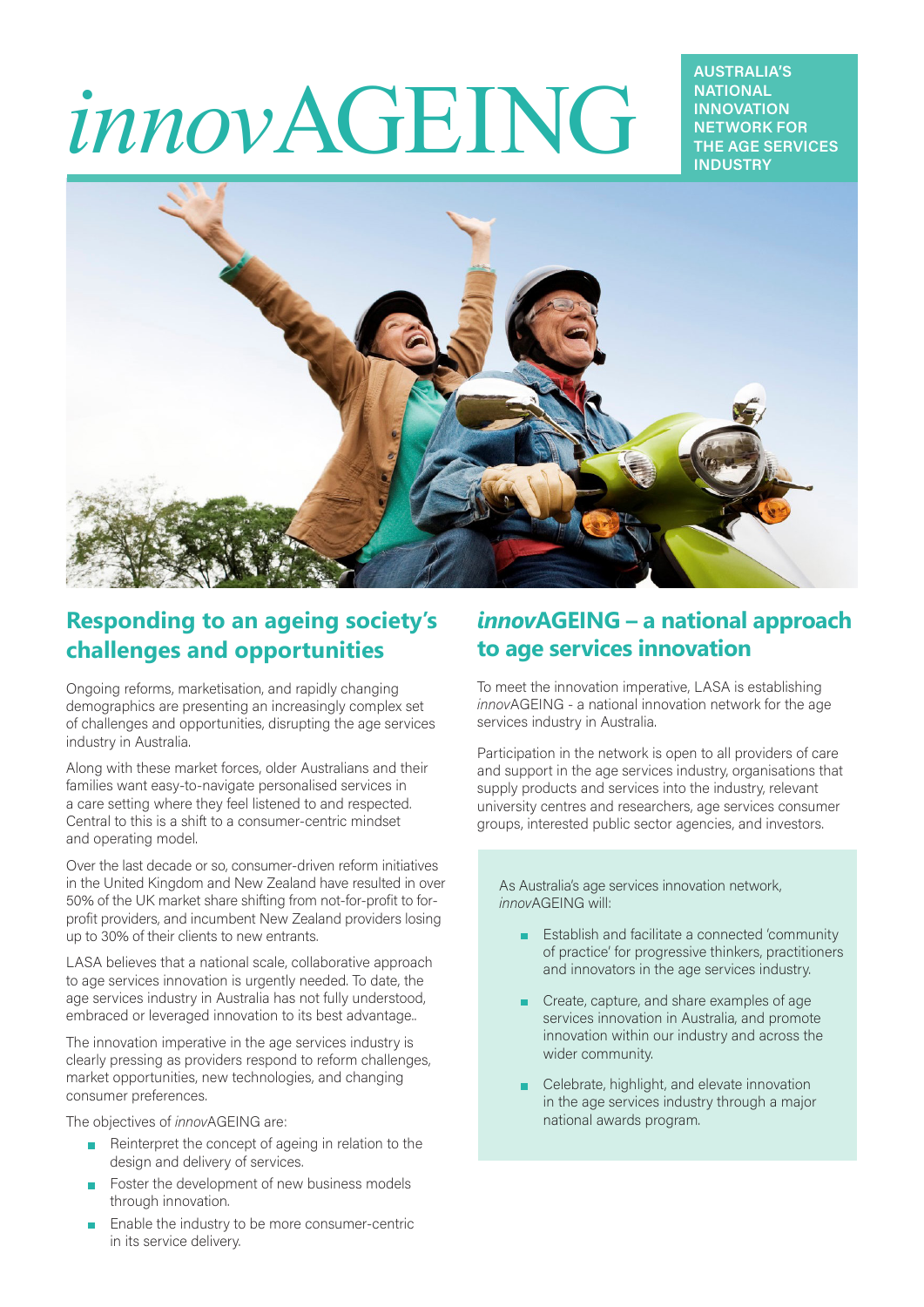# *innov*AGEING

**AUSTRALIA'S NATIONAL INNOVATION NETWORK FOR THE AGE SERVICES INDUSTRY**

## Responding to an ageing society's challenges and opportunities

Ongoing reforms, marketisation, and rapidly changing demographics are presenting an increasingly complex set of challenges and opportunities, disrupting the age services industry in Australia.

Along with these market forces, older Australians and their families want easy-to-navigate personalised services in a care setting where they feel listened to and respected. Central to this is a shift to a consumer-centric mindset and operating model.

Over the last decade or so, consumer-driven reform initiatives in the United Kingdom and New Zealand have resulted in over 50% of the UK market share shifting from not-for-profit to for-profit providers, and incumbent New Zealand providers losing up to 30% of their clients to new entrants.

LASA believes that a national scale, collaborative approach to age services innovation is urgently needed. To date, the age services industry in Australia has not fully understood, embraced or leveraged innovation to its best advantage..

The innovation imperative in the age services industry is clearly pressing as providers respond to reform challenges, market opportunities, new technologies, and changing consumer preferences.

The objectives of *innov*AGEING are:

- Reinterpret the concept of ageing in relation to the design and delivery of services.
- Foster the development of new business models through innovation.
- Enable the industry to be more consumer-centric in its service delivery.

## *innov*AGEING – a national approach to age services innovation

To meet the innovation imperative, LASA is establishing *innov*AGEING - a national innovation network for the age services industry in Australia.

Participation in the network is open to all providers of care and support in the age services industry, organisations that supply products and services into the industry, relevant university centres and researchers, age services consumer groups, interested public sector agencies, and investors.

As Australia's age services innovation network, *innov*AGEING will:

- Establish and facilitate a connected 'community of practice' for progressive thinkers, practitioners and innovators in the age services industry.
- Create, capture, and share examples of age services innovation in Australia, and promote innovation within our industry and across the wider community.
- Celebrate, highlight, and elevate innovation in the age services industry through a major national awards program.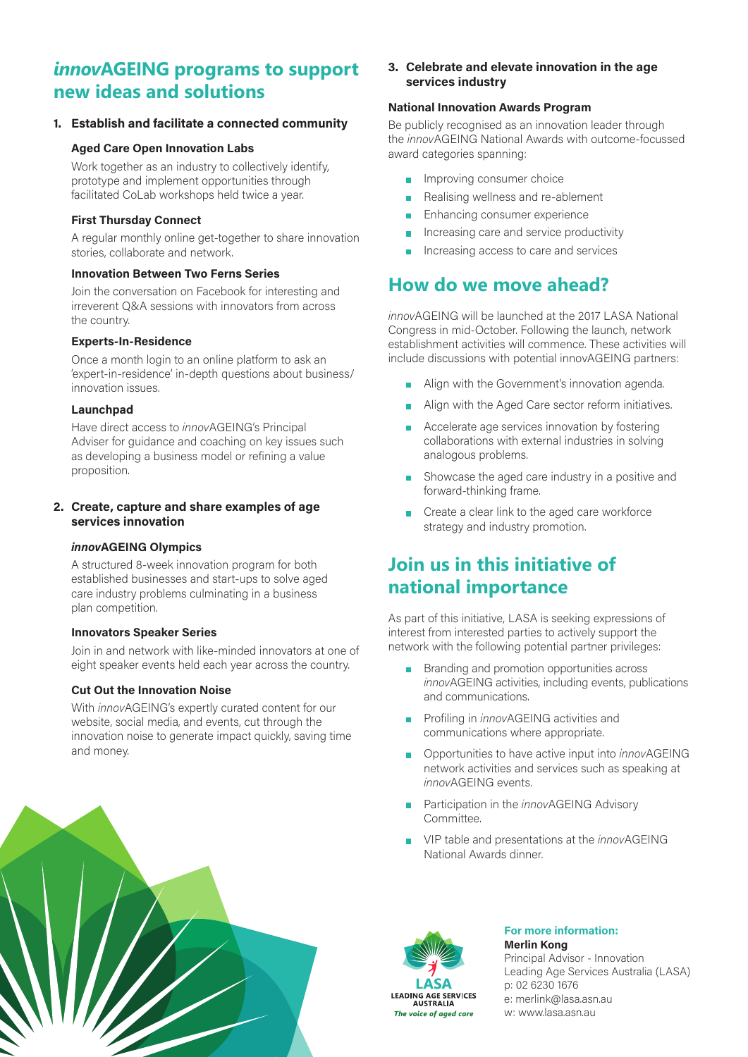## *innov*AGEING programs to support new ideas and solutions

### 1. Establish and facilitate a connected community

**Aged Care Open Innovation Labs**

Work together as an industry to collectively identify, prototype and implement opportunities through facilitated CoLab workshops held twice a year.

**First Thursday Connect**

A regular monthly online get-together to share innovation stories, collaborate and network.

**Innovation Between Two Ferns Series**

Join the conversation on Facebook for interesting and irreverent Q&A sessions with innovators from across the country.

**Experts-In-Residence**

Once a month login to an online platform to ask an 'expert-in-residence' in-depth questions about business/innovation issues.

**Launchpad**

Have direct access to *innov*AGEING's Principal Adviser for guidance and coaching on key issues such as developing a business model or refining a value proposition.

### 2. Create, capture and share examples of age services innovation

***innov*AGEING Olympics**

A structured 8-week innovation program for both established businesses and start-ups to solve aged care industry problems culminating in a business plan competition.

**Innovators Speaker Series**

Join in and network with like-minded innovators at one of eight speaker events held each year across the country.

**Cut Out the Innovation Noise**

With *innov*AGEING's expertly curated content for our website, social media, and events, cut through the innovation noise to generate impact quickly, saving time and money.

### 3. Celebrate and elevate innovation in the age services industry

**National Innovation Awards Program**

Be publicly recognised as an innovation leader through the *innov*AGEING National Awards with outcome-focussed award categories spanning:

- Improving consumer choice
- Realising wellness and re-ablement
- Enhancing consumer experience
- Increasing care and service productivity
- Increasing access to care and services

## How do we move ahead?

*innov*AGEING will be launched at the 2017 LASA National Congress in mid-October. Following the launch, network establishment activities will commence. These activities will include discussions with potential innovAGEING partners:

- Align with the Government's innovation agenda.
- Align with the Aged Care sector reform initiatives.
- Accelerate age services innovation by fostering collaborations with external industries in solving analogous problems.
- Showcase the aged care industry in a positive and forward-thinking frame.
- Create a clear link to the aged care workforce strategy and industry promotion.

## Join us in this initiative of national importance

As part of this initiative, LASA is seeking expressions of interest from interested parties to actively support the network with the following potential partner privileges:

- Branding and promotion opportunities across *innov*AGEING activities, including events, publications and communications.
- Profiling in *innov*AGEING activities and communications where appropriate.
- Opportunities to have active input into *innov*AGEING network activities and services such as speaking at *innov*AGEING events.
- Participation in the *innov*AGEING Advisory Committee.
- VIP table and presentations at the *innov*AGEING National Awards dinner.

LASA
LEADING AGE SERVICES AUSTRALIA
*The voice of aged care*

**For more information:**
**Merlin Kong**
Principal Advisor - Innovation
Leading Age Services Australia (LASA)
p: 02 6230 1676
e: merlink@lasa.asn.au
w: www.lasa.asn.au